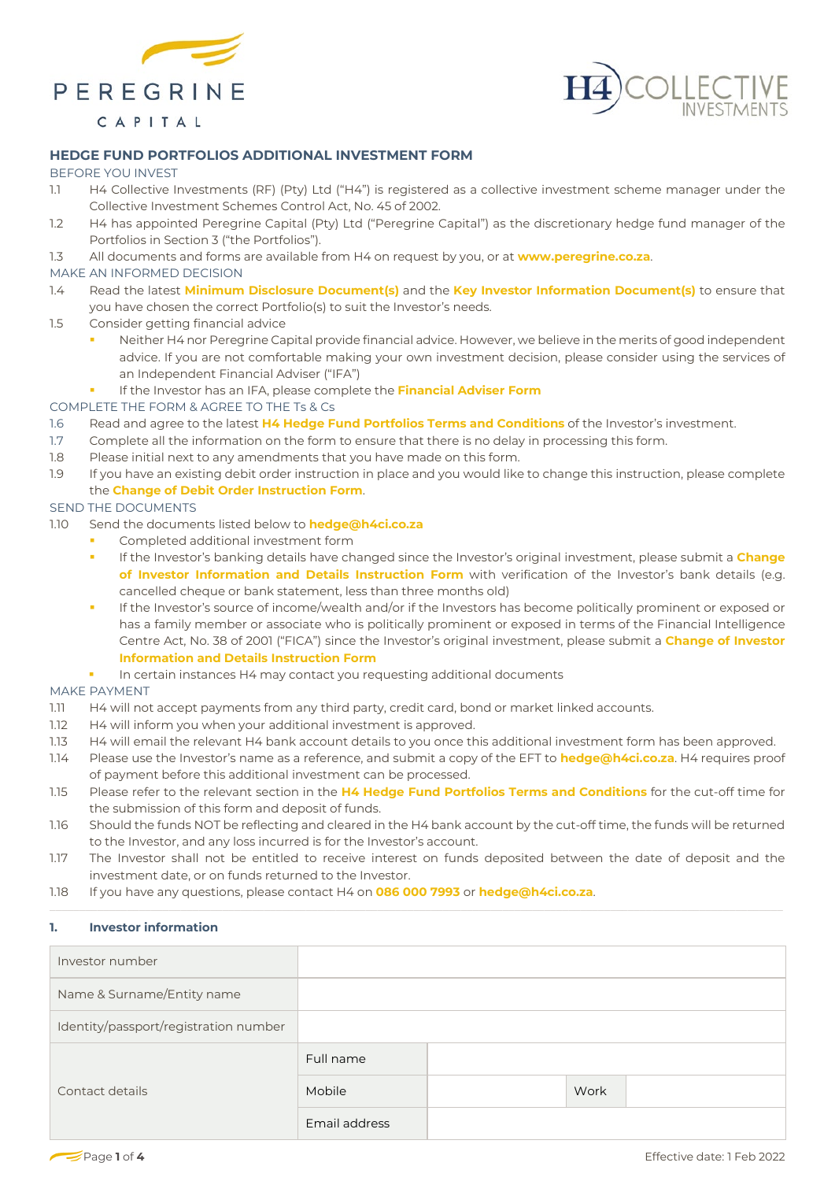# HEDGE FUND PORTFOLIOS ADDITIONAL INVESTMENT FORM

## BEFORE YOU INVEST

1.1 H4 Collective Investments (RF) (Pty) Ltd ("H4") is registered as a collective investment scheme manager under the Collective Investment Schemes Control Act, No. 45 of 2002.

1.2 H4 has appointed Peregrine Capital (Pty) Ltd ("Peregrine Capital") as the discretionary hedge fund manager of the Portfolios in Section 3 ("the Portfolios").

1.3 All documents and forms are available from H4 on request by you, or at **www.peregrine.co.za**.

## MAKE AN INFORMED DECISION

1.4 Read the latest **Minimum Disclosure Document(s)** and the **Key Investor Information Document(s)** to ensure that you have chosen the correct Portfolio(s) to suit the Investor's needs.

1.5 Consider getting financial advice

- Neither H4 nor Peregrine Capital provide financial advice. However, we believe in the merits of good independent advice. If you are not comfortable making your own investment decision, please consider using the services of an Independent Financial Adviser ("IFA")
- If the Investor has an IFA, please complete the **Financial Adviser Form**

## COMPLETE THE FORM & AGREE TO THE Ts & Cs

1.6 Read and agree to the latest **H4 Hedge Fund Portfolios Terms and Conditions** of the Investor's investment.

1.7 Complete all the information on the form to ensure that there is no delay in processing this form.

1.8 Please initial next to any amendments that you have made on this form.

1.9 If you have an existing debit order instruction in place and you would like to change this instruction, please complete the **Change of Debit Order Instruction Form**.

## SEND THE DOCUMENTS

1.10 Send the documents listed below to **hedge@h4ci.co.za**

- Completed additional investment form
- If the Investor's banking details have changed since the Investor's original investment, please submit a **Change of Investor Information and Details Instruction Form** with verification of the Investor's bank details (e.g. cancelled cheque or bank statement, less than three months old)
- If the Investor's source of income/wealth and/or if the Investors has become politically prominent or exposed or has a family member or associate who is politically prominent or exposed in terms of the Financial Intelligence Centre Act, No. 38 of 2001 ("FICA") since the Investor's original investment, please submit a **Change of Investor Information and Details Instruction Form**
- In certain instances H4 may contact you requesting additional documents

## MAKE PAYMENT

1.11 H4 will not accept payments from any third party, credit card, bond or market linked accounts.

1.12 H4 will inform you when your additional investment is approved.

1.13 H4 will email the relevant H4 bank account details to you once this additional investment form has been approved.

1.14 Please use the Investor's name as a reference, and submit a copy of the EFT to **hedge@h4ci.co.za**. H4 requires proof of payment before this additional investment can be processed.

1.15 Please refer to the relevant section in the **H4 Hedge Fund Portfolios Terms and Conditions** for the cut-off time for the submission of this form and deposit of funds.

1.16 Should the funds NOT be reflecting and cleared in the H4 bank account by the cut-off time, the funds will be returned to the Investor, and any loss incurred is for the Investor's account.

1.17 The Investor shall not be entitled to receive interest on funds deposited between the date of deposit and the investment date, or on funds returned to the Investor.

1.18 If you have any questions, please contact H4 on **086 000 7993** or **hedge@h4ci.co.za**.

## 1. Investor information

| | | | | |
|---|---|---|---|---|
| Investor number | | | | |
| Name & Surname/Entity name | | | | |
| Identity/passport/registration number | | | | |
| Contact details | Full name | | | |
| | Mobile | | Work | |
| | Email address | | | |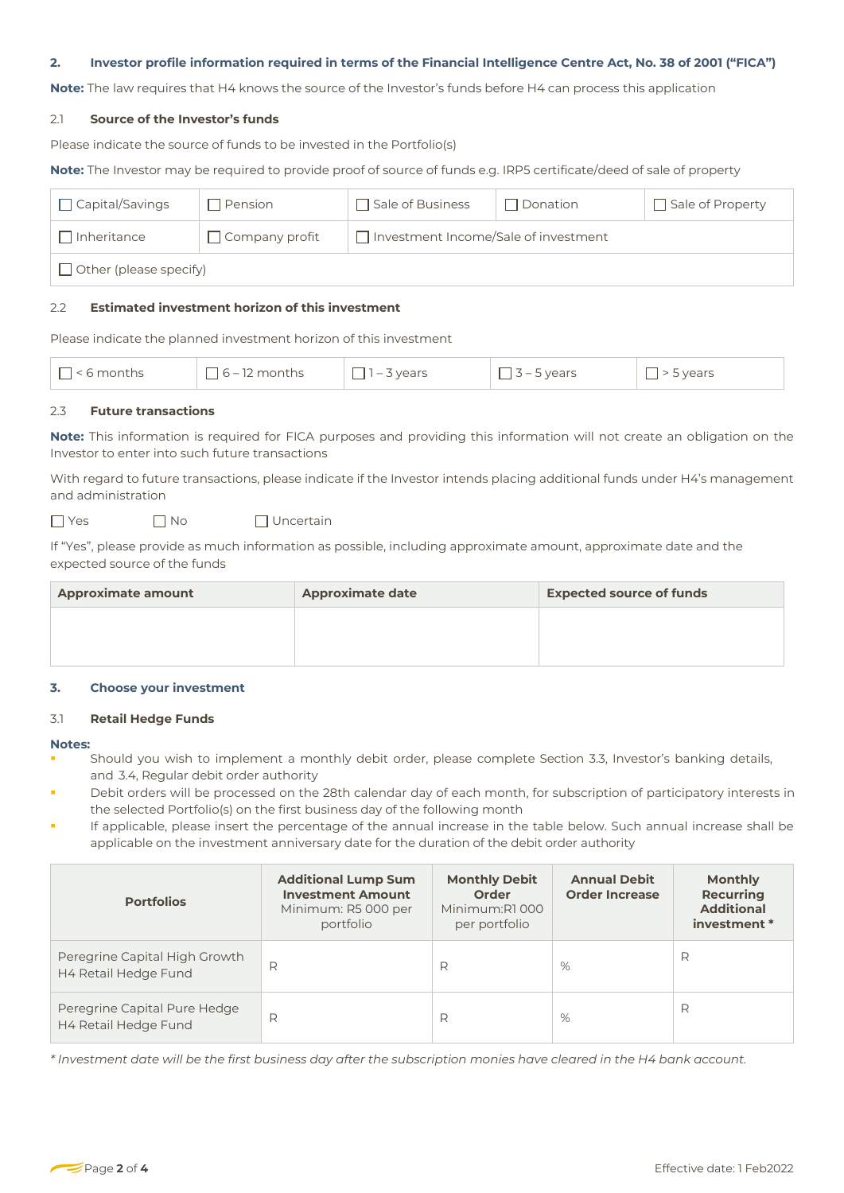## 2. Investor profile information required in terms of the Financial Intelligence Centre Act, No. 38 of 2001 ("FICA")

**Note:** The law requires that H4 knows the source of the Investor's funds before H4 can process this application

### 2.1 Source of the Investor's funds

Please indicate the source of funds to be invested in the Portfolio(s)

**Note:** The Investor may be required to provide proof of source of funds e.g. IRP5 certificate/deed of sale of property

| ☐ Capital/Savings | ☐ Pension | ☐ Sale of Business | ☐ Donation | ☐ Sale of Property |
|---|---|---|---|---|
| ☐ Inheritance | ☐ Company profit | ☐ Investment Income/Sale of investment | | |
| ☐ Other (please specify) | | | | |

### 2.2 Estimated investment horizon of this investment

Please indicate the planned investment horizon of this investment

| ☐ < 6 months | ☐ 6 – 12 months | ☐ 1 – 3 years | ☐ 3 – 5 years | ☐ > 5 years |
|---|---|---|---|---|

### 2.3 Future transactions

**Note:** This information is required for FICA purposes and providing this information will not create an obligation on the Investor to enter into such future transactions

With regard to future transactions, please indicate if the Investor intends placing additional funds under H4's management and administration

☐ Yes ☐ No ☐ Uncertain

If "Yes", please provide as much information as possible, including approximate amount, approximate date and the expected source of the funds

| Approximate amount | Approximate date | Expected source of funds |
|---|---|---|
| | | |

## 3. Choose your investment

### 3.1 Retail Hedge Funds

**Notes:**

- Should you wish to implement a monthly debit order, please complete Section 3.3, Investor's banking details, and 3.4, Regular debit order authority
- Debit orders will be processed on the 28th calendar day of each month, for subscription of participatory interests in the selected Portfolio(s) on the first business day of the following month
- If applicable, please insert the percentage of the annual increase in the table below. Such annual increase shall be applicable on the investment anniversary date for the duration of the debit order authority

| Portfolios | Additional Lump Sum Investment Amount Minimum: R5 000 per portfolio | Monthly Debit Order Minimum:R1 000 per portfolio | Annual Debit Order Increase | Monthly Recurring Additional investment * |
|---|---|---|---|---|
| Peregrine Capital High Growth H4 Retail Hedge Fund | R | R | % | R |
| Peregrine Capital Pure Hedge H4 Retail Hedge Fund | R | R | % | R |

*\* Investment date will be the first business day after the subscription monies have cleared in the H4 bank account.*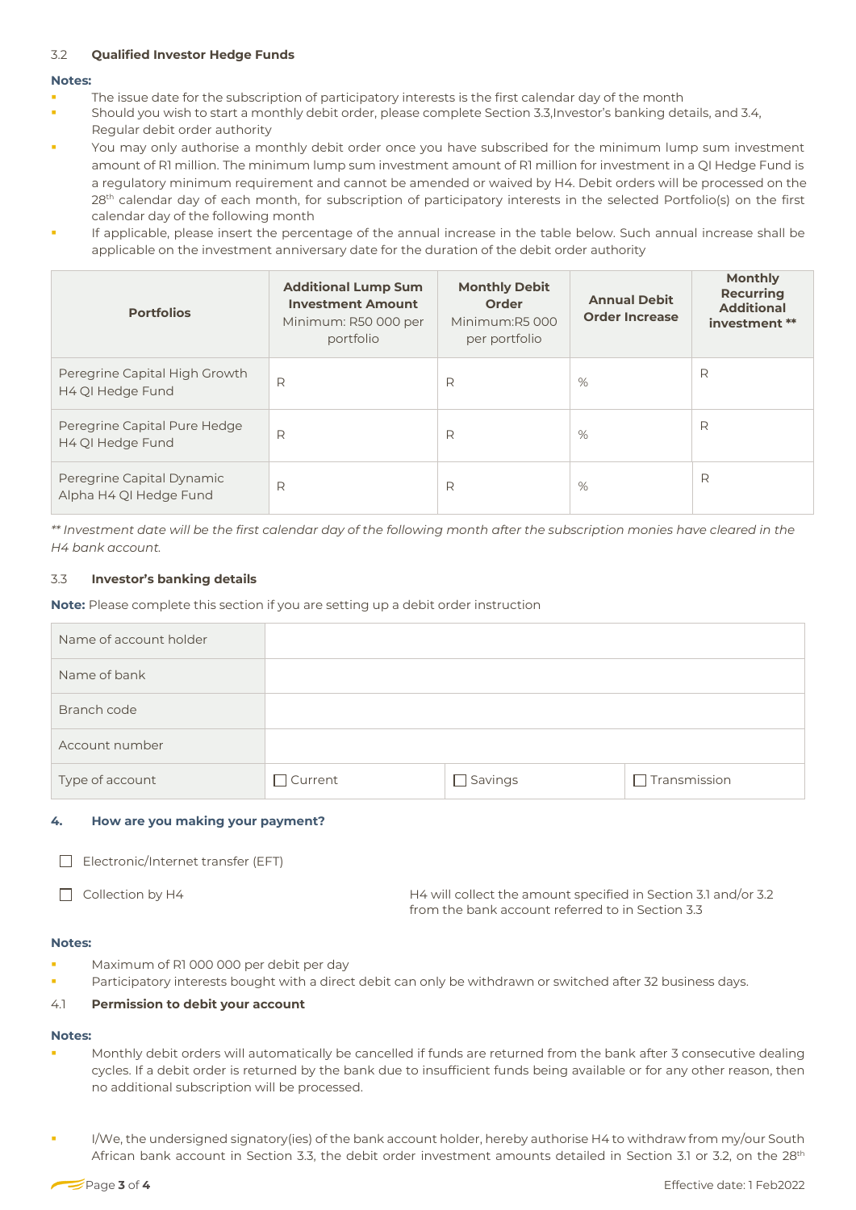### 3.2 Qualified Investor Hedge Funds

**Notes:**

- The issue date for the subscription of participatory interests is the first calendar day of the month
- Should you wish to start a monthly debit order, please complete Section 3.3,Investor's banking details, and 3.4, Regular debit order authority
- You may only authorise a monthly debit order once you have subscribed for the minimum lump sum investment amount of R1 million. The minimum lump sum investment amount of R1 million for investment in a QI Hedge Fund is a regulatory minimum requirement and cannot be amended or waived by H4. Debit orders will be processed on the 28th calendar day of each month, for subscription of participatory interests in the selected Portfolio(s) on the first calendar day of the following month
- If applicable, please insert the percentage of the annual increase in the table below. Such annual increase shall be applicable on the investment anniversary date for the duration of the debit order authority

| Portfolios | **Additional Lump Sum Investment Amount** Minimum: R50 000 per portfolio | **Monthly Debit Order** Minimum:R5 000 per portfolio | **Annual Debit Order Increase** | **Monthly Recurring Additional investment \*\*** |
|---|---|---|---|---|
| Peregrine Capital High Growth H4 QI Hedge Fund | R | R | % | R |
| Peregrine Capital Pure Hedge H4 QI Hedge Fund | R | R | % | R |
| Peregrine Capital Dynamic Alpha H4 QI Hedge Fund | R | R | % | R |

*\*\* Investment date will be the first calendar day of the following month after the subscription monies have cleared in the H4 bank account.*

### 3.3 Investor's banking details

**Note:** Please complete this section if you are setting up a debit order instruction

| Name of account holder | | | |
|---|---|---|---|
| Name of bank | | | |
| Branch code | | | |
| Account number | | | |
| Type of account | ☐ Current | ☐ Savings | ☐ Transmission |

## 4. How are you making your payment?

☐ Electronic/Internet transfer (EFT)

☐ Collection by H4 — H4 will collect the amount specified in Section 3.1 and/or 3.2 from the bank account referred to in Section 3.3

**Notes:**

- Maximum of R1 000 000 per debit per day
- Participatory interests bought with a direct debit can only be withdrawn or switched after 32 business days.

### 4.1 Permission to debit your account

**Notes:**

- Monthly debit orders will automatically be cancelled if funds are returned from the bank after 3 consecutive dealing cycles. If a debit order is returned by the bank due to insufficient funds being available or for any other reason, then no additional subscription will be processed.
- I/We, the undersigned signatory(ies) of the bank account holder, hereby authorise H4 to withdraw from my/our South African bank account in Section 3.3, the debit order investment amounts detailed in Section 3.1 or 3.2, on the 28th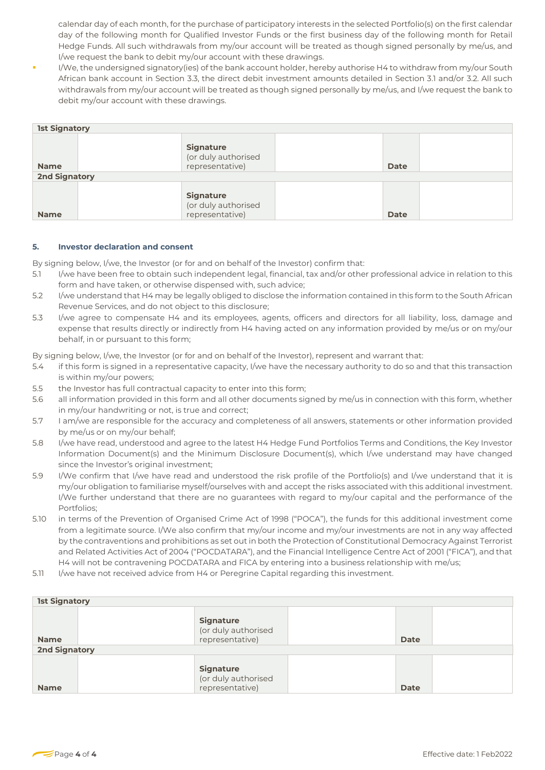calendar day of each month, for the purchase of participatory interests in the selected Portfolio(s) on the first calendar day of the following month for Qualified Investor Funds or the first business day of the following month for Retail Hedge Funds. All such withdrawals from my/our account will be treated as though signed personally by me/us, and I/we request the bank to debit my/our account with these drawings.

- I/We, the undersigned signatory(ies) of the bank account holder, hereby authorise H4 to withdraw from my/our South African bank account in Section 3.3, the direct debit investment amounts detailed in Section 3.1 and/or 3.2. All such withdrawals from my/our account will be treated as though signed personally by me/us, and I/we request the bank to debit my/our account with these drawings.

| **1st Signatory** | | | | | |
|---|---|---|---|---|---|
| **Name** | | **Signature** (or duly authorised representative) | | **Date** | |
| **2nd Signatory** | | | | | |
| **Name** | | **Signature** (or duly authorised representative) | | **Date** | |

## 5. Investor declaration and consent

By signing below, I/we, the Investor (or for and on behalf of the Investor) confirm that:

5.1 I/we have been free to obtain such independent legal, financial, tax and/or other professional advice in relation to this form and have taken, or otherwise dispensed with, such advice;

5.2 I/we understand that H4 may be legally obliged to disclose the information contained in this form to the South African Revenue Services, and do not object to this disclosure;

5.3 I/we agree to compensate H4 and its employees, agents, officers and directors for all liability, loss, damage and expense that results directly or indirectly from H4 having acted on any information provided by me/us or on my/our behalf, in or pursuant to this form;

By signing below, I/we, the Investor (or for and on behalf of the Investor), represent and warrant that:

5.4 if this form is signed in a representative capacity, I/we have the necessary authority to do so and that this transaction is within my/our powers;

5.5 the Investor has full contractual capacity to enter into this form;

5.6 all information provided in this form and all other documents signed by me/us in connection with this form, whether in my/our handwriting or not, is true and correct;

5.7 I am/we are responsible for the accuracy and completeness of all answers, statements or other information provided by me/us or on my/our behalf;

5.8 I/we have read, understood and agree to the latest H4 Hedge Fund Portfolios Terms and Conditions, the Key Investor Information Document(s) and the Minimum Disclosure Document(s), which I/we understand may have changed since the Investor's original investment;

5.9 I/We confirm that I/we have read and understood the risk profile of the Portfolio(s) and I/we understand that it is my/our obligation to familiarise myself/ourselves with and accept the risks associated with this additional investment. I/We further understand that there are no guarantees with regard to my/our capital and the performance of the Portfolios;

5.10 in terms of the Prevention of Organised Crime Act of 1998 ("POCA"), the funds for this additional investment come from a legitimate source. I/We also confirm that my/our income and my/our investments are not in any way affected by the contraventions and prohibitions as set out in both the Protection of Constitutional Democracy Against Terrorist and Related Activities Act of 2004 ("POCDATARA"), and the Financial Intelligence Centre Act of 2001 ("FICA"), and that H4 will not be contravening POCDATARA and FICA by entering into a business relationship with me/us;

5.11 I/we have not received advice from H4 or Peregrine Capital regarding this investment.

| **1st Signatory** | | | | | |
|---|---|---|---|---|---|
| **Name** | | **Signature** (or duly authorised representative) | | **Date** | |
| **2nd Signatory** | | | | | |
| **Name** | | **Signature** (or duly authorised representative) | | **Date** | |

Effective date: 1 Feb2022